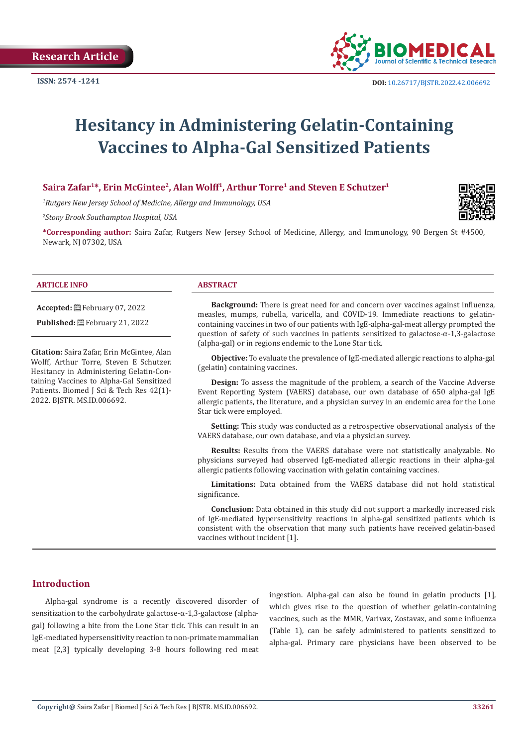Research Article

ISSN: 2574 -1241

DOI: 10.26717/BJSTR.2022.42.006692

# Hesitancy in Administering Gelatin-Containing Vaccines to Alpha-Gal Sensitized Patients

**Saira Zafar[1]*, Erin McGintee[2], Alan Wolff[1], Arthur Torre[1] and Steven E Schutzer[1]**

[1]*Rutgers New Jersey School of Medicine, Allergy and Immunology, USA*

[2]*Stony Brook Southampton Hospital, USA*

***Corresponding author:** Saira Zafar, Rutgers New Jersey School of Medicine, Allergy, and Immunology, 90 Bergen St #4500, Newark, NJ 07302, USA

**ARTICLE INFO**

**Accepted:** February 07, 2022

**Published:** February 21, 2022

**Citation:** Saira Zafar, Erin McGintee, Alan Wolff, Arthur Torre, Steven E Schutzer. Hesitancy in Administering Gelatin-Containing Vaccines to Alpha-Gal Sensitized Patients. Biomed J Sci & Tech Res 42(1)-2022. BJSTR. MS.ID.006692.

**ABSTRACT**

**Background:** There is great need for and concern over vaccines against influenza, measles, mumps, rubella, varicella, and COVID-19. Immediate reactions to gelatin-containing vaccines in two of our patients with IgE-alpha-gal-meat allergy prompted the question of safety of such vaccines in patients sensitized to galactose-α-1,3-galactose (alpha-gal) or in regions endemic to the Lone Star tick.

**Objective:** To evaluate the prevalence of IgE-mediated allergic reactions to alpha-gal (gelatin) containing vaccines.

**Design:** To assess the magnitude of the problem, a search of the Vaccine Adverse Event Reporting System (VAERS) database, our own database of 650 alpha-gal IgE allergic patients, the literature, and a physician survey in an endemic area for the Lone Star tick were employed.

**Setting:** This study was conducted as a retrospective observational analysis of the VAERS database, our own database, and via a physician survey.

**Results:** Results from the VAERS database were not statistically analyzable. No physicians surveyed had observed IgE-mediated allergic reactions in their alpha-gal allergic patients following vaccination with gelatin containing vaccines.

**Limitations:** Data obtained from the VAERS database did not hold statistical significance.

**Conclusion:** Data obtained in this study did not support a markedly increased risk of IgE-mediated hypersensitivity reactions in alpha-gal sensitized patients which is consistent with the observation that many such patients have received gelatin-based vaccines without incident [1].

## Introduction

Alpha-gal syndrome is a recently discovered disorder of sensitization to the carbohydrate galactose-α-1,3-galactose (alpha-gal) following a bite from the Lone Star tick. This can result in an IgE-mediated hypersensitivity reaction to non-primate mammalian meat [2,3] typically developing 3-8 hours following red meat ingestion. Alpha-gal can also be found in gelatin products [1], which gives rise to the question of whether gelatin-containing vaccines, such as the MMR, Varivax, Zostavax, and some influenza (Table 1), can be safely administered to patients sensitized to alpha-gal. Primary care physicians have been observed to be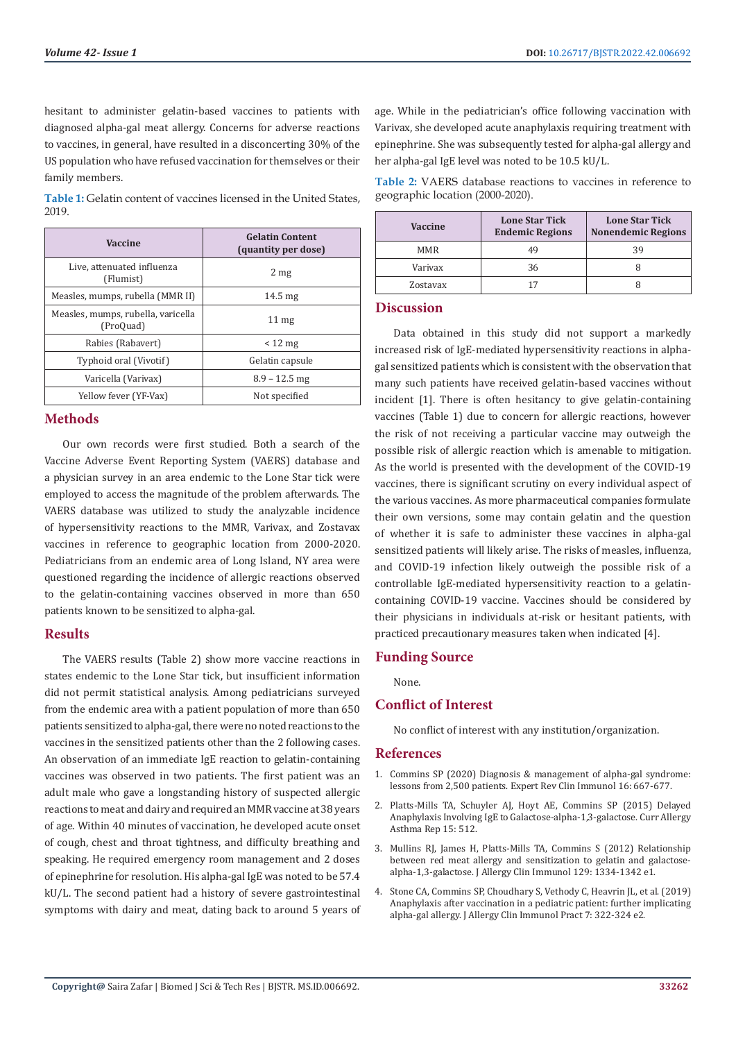hesitant to administer gelatin-based vaccines to patients with diagnosed alpha-gal meat allergy. Concerns for adverse reactions to vaccines, in general, have resulted in a disconcerting 30% of the US population who have refused vaccination for themselves or their family members.

**Table 1:** Gelatin content of vaccines licensed in the United States, 2019.

| Vaccine | Gelatin Content (quantity per dose) |
|---|---|
| Live, attenuated influenza (Flumist) | 2 mg |
| Measles, mumps, rubella (MMR II) | 14.5 mg |
| Measles, mumps, rubella, varicella (ProQuad) | 11 mg |
| Rabies (Rabavert) | < 12 mg |
| Typhoid oral (Vivotif) | Gelatin capsule |
| Varicella (Varivax) | 8.9 – 12.5 mg |
| Yellow fever (YF-Vax) | Not specified |

## Methods

Our own records were first studied. Both a search of the Vaccine Adverse Event Reporting System (VAERS) database and a physician survey in an area endemic to the Lone Star tick were employed to access the magnitude of the problem afterwards. The VAERS database was utilized to study the analyzable incidence of hypersensitivity reactions to the MMR, Varivax, and Zostavax vaccines in reference to geographic location from 2000-2020. Pediatricians from an endemic area of Long Island, NY area were questioned regarding the incidence of allergic reactions observed to the gelatin-containing vaccines observed in more than 650 patients known to be sensitized to alpha-gal.

## Results

The VAERS results (Table 2) show more vaccine reactions in states endemic to the Lone Star tick, but insufficient information did not permit statistical analysis. Among pediatricians surveyed from the endemic area with a patient population of more than 650 patients sensitized to alpha-gal, there were no noted reactions to the vaccines in the sensitized patients other than the 2 following cases. An observation of an immediate IgE reaction to gelatin-containing vaccines was observed in two patients. The first patient was an adult male who gave a longstanding history of suspected allergic reactions to meat and dairy and required an MMR vaccine at 38 years of age. Within 40 minutes of vaccination, he developed acute onset of cough, chest and throat tightness, and difficulty breathing and speaking. He required emergency room management and 2 doses of epinephrine for resolution. His alpha-gal IgE was noted to be 57.4 kU/L. The second patient had a history of severe gastrointestinal symptoms with dairy and meat, dating back to around 5 years of age. While in the pediatrician's office following vaccination with Varivax, she developed acute anaphylaxis requiring treatment with epinephrine. She was subsequently tested for alpha-gal allergy and her alpha-gal IgE level was noted to be 10.5 kU/L.

**Table 2:** VAERS database reactions to vaccines in reference to geographic location (2000-2020).

| Vaccine | Lone Star Tick Endemic Regions | Lone Star Tick Nonendemic Regions |
|---|---|---|
| MMR | 49 | 39 |
| Varivax | 36 | 8 |
| Zostavax | 17 | 8 |

## Discussion

Data obtained in this study did not support a markedly increased risk of IgE-mediated hypersensitivity reactions in alpha-gal sensitized patients which is consistent with the observation that many such patients have received gelatin-based vaccines without incident [1]. There is often hesitancy to give gelatin-containing vaccines (Table 1) due to concern for allergic reactions, however the risk of not receiving a particular vaccine may outweigh the possible risk of allergic reaction which is amenable to mitigation. As the world is presented with the development of the COVID-19 vaccines, there is significant scrutiny on every individual aspect of the various vaccines. As more pharmaceutical companies formulate their own versions, some may contain gelatin and the question of whether it is safe to administer these vaccines in alpha-gal sensitized patients will likely arise. The risks of measles, influenza, and COVID-19 infection likely outweigh the possible risk of a controllable IgE-mediated hypersensitivity reaction to a gelatin-containing COVID-19 vaccine. Vaccines should be considered by their physicians in individuals at-risk or hesitant patients, with practiced precautionary measures taken when indicated [4].

## Funding Source

None.

## Conflict of Interest

No conflict of interest with any institution/organization.

## References

1. Commins SP (2020) Diagnosis & management of alpha-gal syndrome: lessons from 2,500 patients. Expert Rev Clin Immunol 16: 667-677.
2. Platts-Mills TA, Schuyler AJ, Hoyt AE, Commins SP (2015) Delayed Anaphylaxis Involving IgE to Galactose-alpha-1,3-galactose. Curr Allergy Asthma Rep 15: 512.
3. Mullins RJ, James H, Platts-Mills TA, Commins S (2012) Relationship between red meat allergy and sensitization to gelatin and galactose-alpha-1,3-galactose. J Allergy Clin Immunol 129: 1334-1342 e1.
4. Stone CA, Commins SP, Choudhary S, Vethody C, Heavrin JL, et al. (2019) Anaphylaxis after vaccination in a pediatric patient: further implicating alpha-gal allergy. J Allergy Clin Immunol Pract 7: 322-324 e2.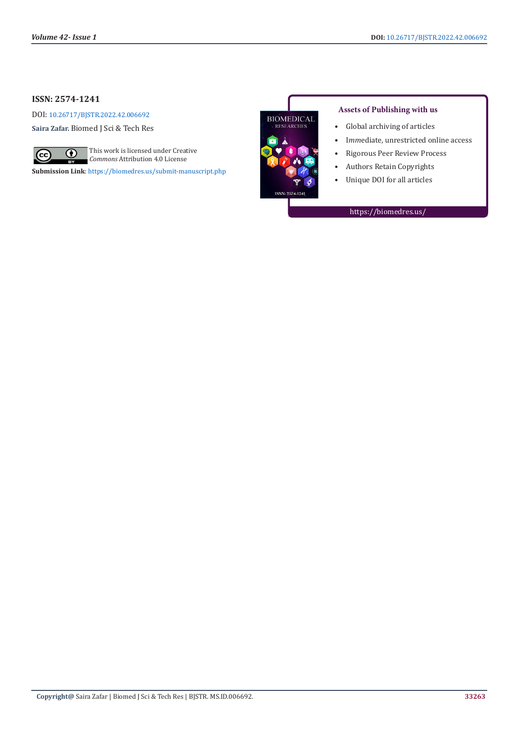**ISSN: 2574-1241**

DOI: 10.26717/BJSTR.2022.42.006692

**Saira Zafar.** Biomed J Sci & Tech Res

This work is licensed under Creative *Commons* Attribution 4.0 License

**Submission Link**: https://biomedres.us/submit-manuscript.php

### Assets of Publishing with us

- Global archiving of articles
- Immediate, unrestricted online access
- Rigorous Peer Review Process
- Authors Retain Copyrights
- Unique DOI for all articles

https://biomedres.us/